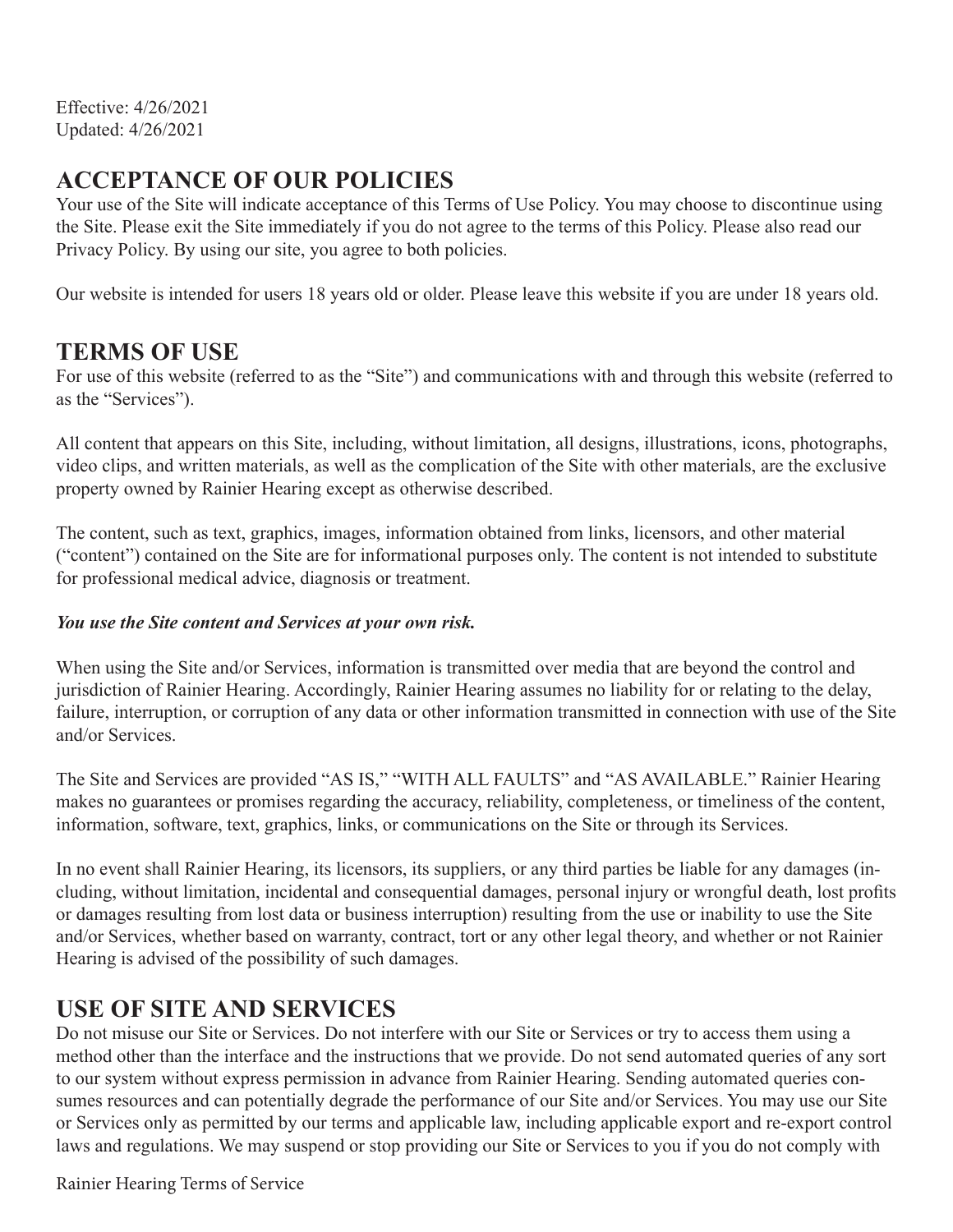Effective: 4/26/2021
Updated: 4/26/2021

## ACCEPTANCE OF OUR POLICIES

Your use of the Site will indicate acceptance of this Terms of Use Policy. You may choose to discontinue using the Site. Please exit the Site immediately if you do not agree to the terms of this Policy. Please also read our Privacy Policy. By using our site, you agree to both policies.

Our website is intended for users 18 years old or older. Please leave this website if you are under 18 years old.

## TERMS OF USE

For use of this website (referred to as the "Site") and communications with and through this website (referred to as the "Services").

All content that appears on this Site, including, without limitation, all designs, illustrations, icons, photographs, video clips, and written materials, as well as the complication of the Site with other materials, are the exclusive property owned by Rainier Hearing except as otherwise described.

The content, such as text, graphics, images, information obtained from links, licensors, and other material ("content") contained on the Site are for informational purposes only. The content is not intended to substitute for professional medical advice, diagnosis or treatment.

***You use the Site content and Services at your own risk.***

When using the Site and/or Services, information is transmitted over media that are beyond the control and jurisdiction of Rainier Hearing. Accordingly, Rainier Hearing assumes no liability for or relating to the delay, failure, interruption, or corruption of any data or other information transmitted in connection with use of the Site and/or Services.

The Site and Services are provided "AS IS," "WITH ALL FAULTS" and "AS AVAILABLE." Rainier Hearing makes no guarantees or promises regarding the accuracy, reliability, completeness, or timeliness of the content, information, software, text, graphics, links, or communications on the Site or through its Services.

In no event shall Rainier Hearing, its licensors, its suppliers, or any third parties be liable for any damages (including, without limitation, incidental and consequential damages, personal injury or wrongful death, lost profits or damages resulting from lost data or business interruption) resulting from the use or inability to use the Site and/or Services, whether based on warranty, contract, tort or any other legal theory, and whether or not Rainier Hearing is advised of the possibility of such damages.

## USE OF SITE AND SERVICES

Do not misuse our Site or Services. Do not interfere with our Site or Services or try to access them using a method other than the interface and the instructions that we provide. Do not send automated queries of any sort to our system without express permission in advance from Rainier Hearing. Sending automated queries consumes resources and can potentially degrade the performance of our Site and/or Services. You may use our Site or Services only as permitted by our terms and applicable law, including applicable export and re-export control laws and regulations. We may suspend or stop providing our Site or Services to you if you do not comply with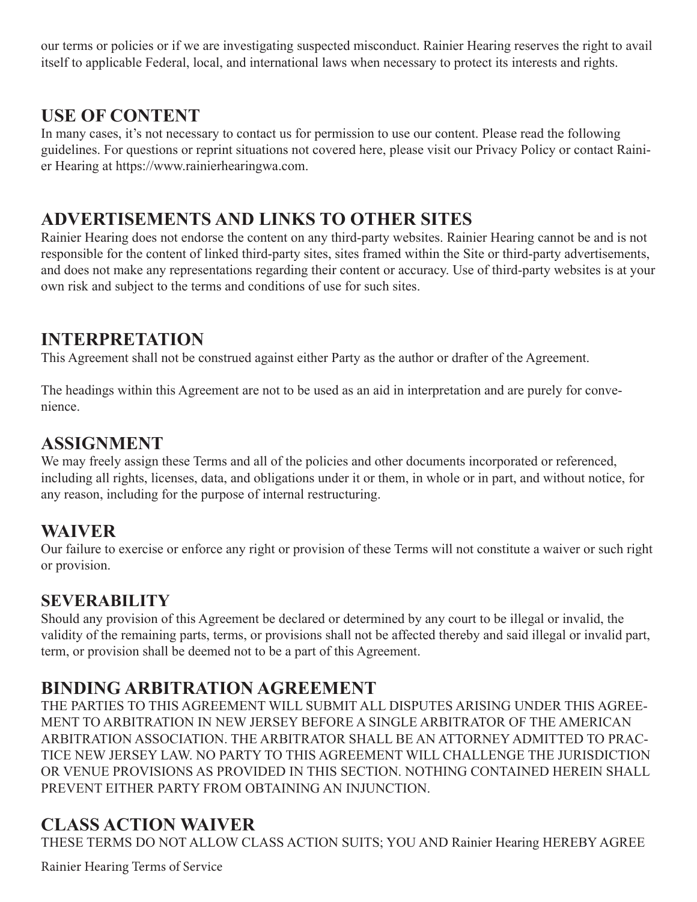our terms or policies or if we are investigating suspected misconduct. Rainier Hearing reserves the right to avail itself to applicable Federal, local, and international laws when necessary to protect its interests and rights.

## USE OF CONTENT

In many cases, it's not necessary to contact us for permission to use our content. Please read the following guidelines. For questions or reprint situations not covered here, please visit our Privacy Policy or contact Rainier Hearing at https://www.rainierhearingwa.com.

## ADVERTISEMENTS AND LINKS TO OTHER SITES

Rainier Hearing does not endorse the content on any third-party websites. Rainier Hearing cannot be and is not responsible for the content of linked third-party sites, sites framed within the Site or third-party advertisements, and does not make any representations regarding their content or accuracy. Use of third-party websites is at your own risk and subject to the terms and conditions of use for such sites.

## INTERPRETATION

This Agreement shall not be construed against either Party as the author or drafter of the Agreement.

The headings within this Agreement are not to be used as an aid in interpretation and are purely for convenience.

## ASSIGNMENT

We may freely assign these Terms and all of the policies and other documents incorporated or referenced, including all rights, licenses, data, and obligations under it or them, in whole or in part, and without notice, for any reason, including for the purpose of internal restructuring.

## WAIVER

Our failure to exercise or enforce any right or provision of these Terms will not constitute a waiver or such right or provision.

## SEVERABILITY

Should any provision of this Agreement be declared or determined by any court to be illegal or invalid, the validity of the remaining parts, terms, or provisions shall not be affected thereby and said illegal or invalid part, term, or provision shall be deemed not to be a part of this Agreement.

## BINDING ARBITRATION AGREEMENT

THE PARTIES TO THIS AGREEMENT WILL SUBMIT ALL DISPUTES ARISING UNDER THIS AGREEMENT TO ARBITRATION IN NEW JERSEY BEFORE A SINGLE ARBITRATOR OF THE AMERICAN ARBITRATION ASSOCIATION. THE ARBITRATOR SHALL BE AN ATTORNEY ADMITTED TO PRACTICE NEW JERSEY LAW. NO PARTY TO THIS AGREEMENT WILL CHALLENGE THE JURISDICTION OR VENUE PROVISIONS AS PROVIDED IN THIS SECTION. NOTHING CONTAINED HEREIN SHALL PREVENT EITHER PARTY FROM OBTAINING AN INJUNCTION.

## CLASS ACTION WAIVER

THESE TERMS DO NOT ALLOW CLASS ACTION SUITS; YOU AND Rainier Hearing HEREBY AGREE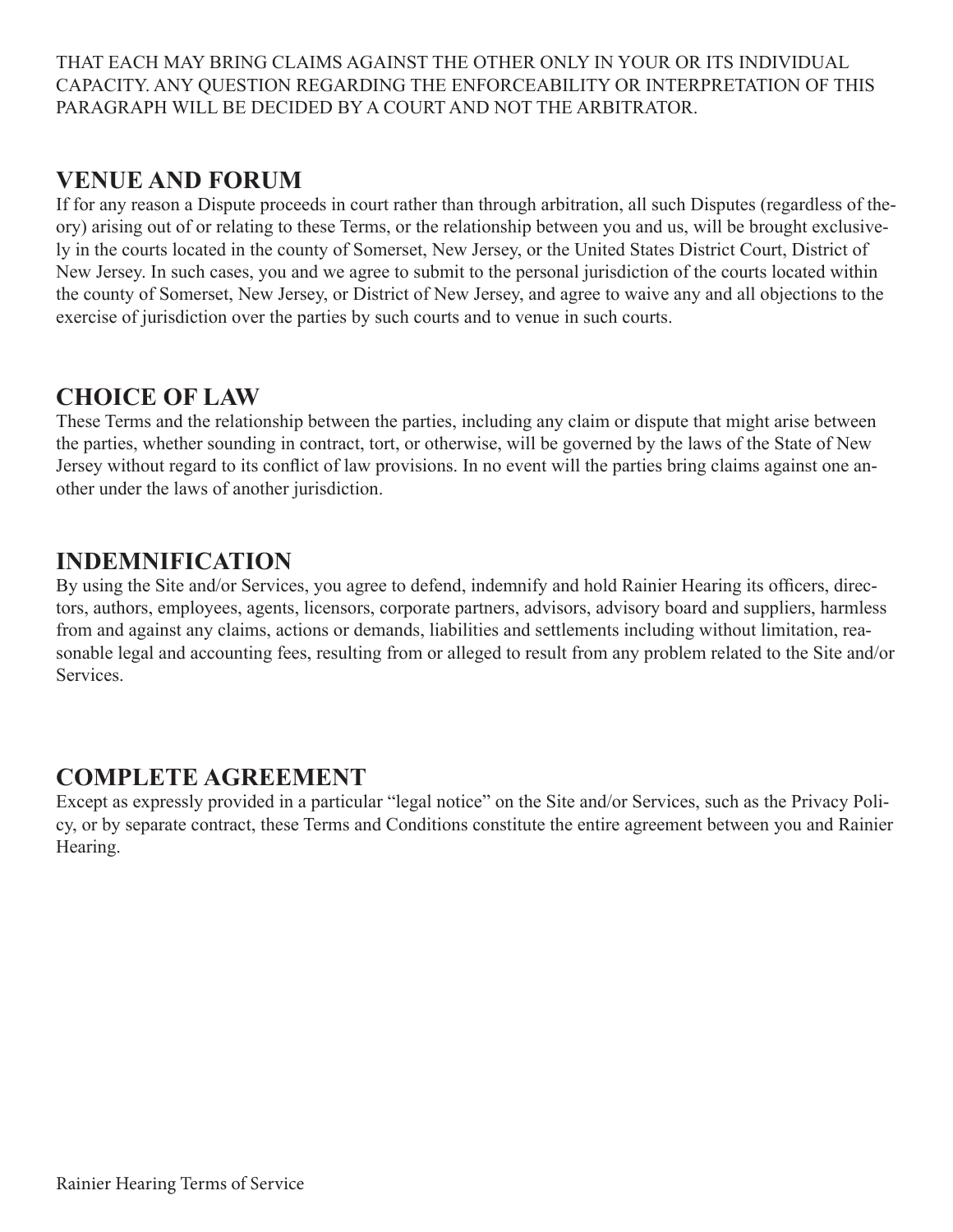THAT EACH MAY BRING CLAIMS AGAINST THE OTHER ONLY IN YOUR OR ITS INDIVIDUAL CAPACITY. ANY QUESTION REGARDING THE ENFORCEABILITY OR INTERPRETATION OF THIS PARAGRAPH WILL BE DECIDED BY A COURT AND NOT THE ARBITRATOR.

## VENUE AND FORUM

If for any reason a Dispute proceeds in court rather than through arbitration, all such Disputes (regardless of theory) arising out of or relating to these Terms, or the relationship between you and us, will be brought exclusively in the courts located in the county of Somerset, New Jersey, or the United States District Court, District of New Jersey. In such cases, you and we agree to submit to the personal jurisdiction of the courts located within the county of Somerset, New Jersey, or District of New Jersey, and agree to waive any and all objections to the exercise of jurisdiction over the parties by such courts and to venue in such courts.

## CHOICE OF LAW

These Terms and the relationship between the parties, including any claim or dispute that might arise between the parties, whether sounding in contract, tort, or otherwise, will be governed by the laws of the State of New Jersey without regard to its conflict of law provisions. In no event will the parties bring claims against one another under the laws of another jurisdiction.

## INDEMNIFICATION

By using the Site and/or Services, you agree to defend, indemnify and hold Rainier Hearing its officers, directors, authors, employees, agents, licensors, corporate partners, advisors, advisory board and suppliers, harmless from and against any claims, actions or demands, liabilities and settlements including without limitation, reasonable legal and accounting fees, resulting from or alleged to result from any problem related to the Site and/or Services.

## COMPLETE AGREEMENT

Except as expressly provided in a particular “legal notice” on the Site and/or Services, such as the Privacy Policy, or by separate contract, these Terms and Conditions constitute the entire agreement between you and Rainier Hearing.